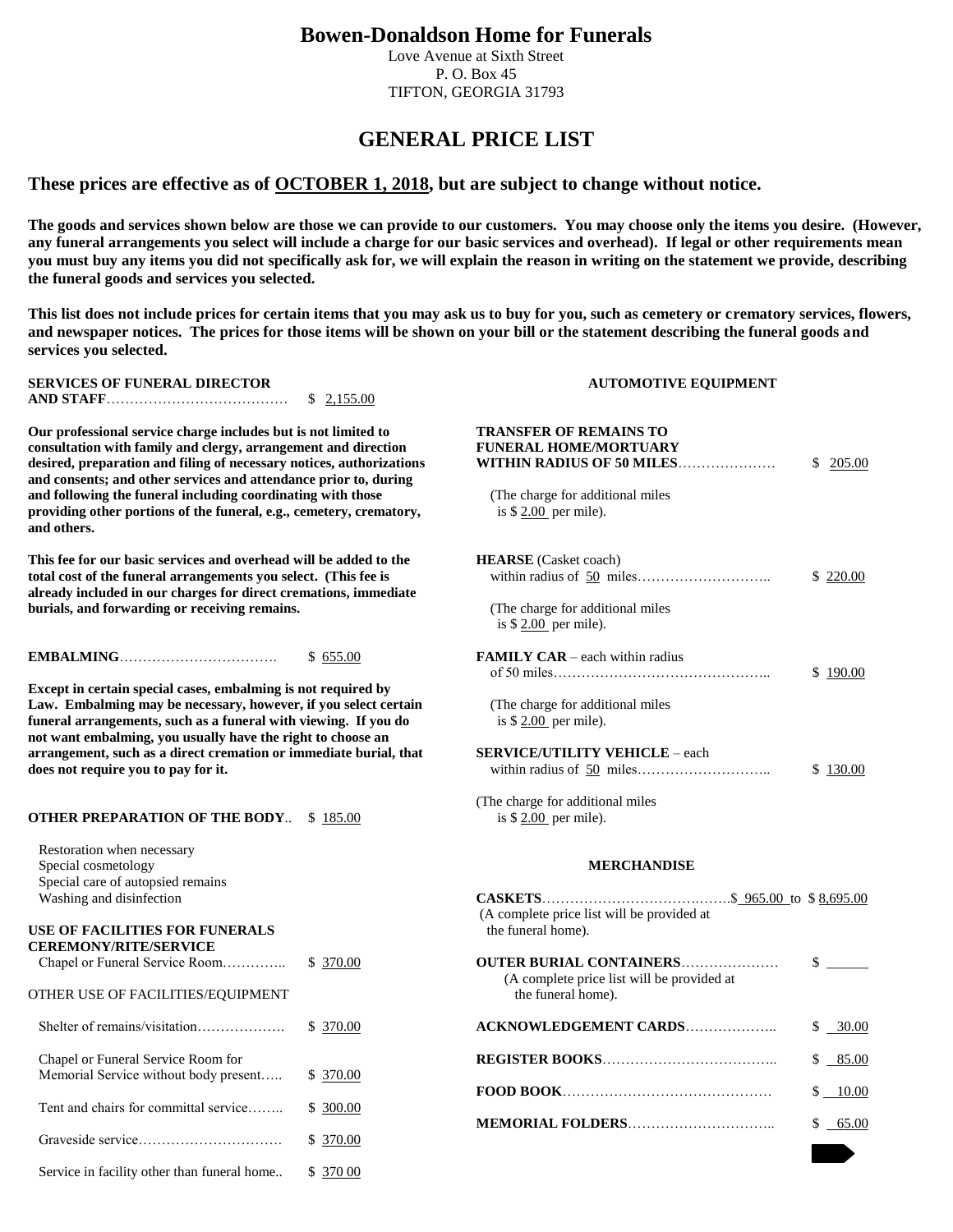# Bowen-Donaldson Home for Funerals

Love Avenue at Sixth Street
P. O. Box 45
TIFTON, GEORGIA 31793

## GENERAL PRICE LIST

### These prices are effective as of OCTOBER 1, 2018, but are subject to change without notice.

**The goods and services shown below are those we can provide to our customers. You may choose only the items you desire. (However, any funeral arrangements you select will include a charge for our basic services and overhead). If legal or other requirements mean you must buy any items you did not specifically ask for, we will explain the reason in writing on the statement we provide, describing the funeral goods and services you selected.**

**This list does not include prices for certain items that you may ask us to buy for you, such as cemetery or crematory services, flowers, and newspaper notices. The prices for those items will be shown on your bill or the statement describing the funeral goods and services you selected.**

**SERVICES OF FUNERAL DIRECTOR AND STAFF**…………………………………… $ 2,155.00

**Our professional service charge includes but is not limited to consultation with family and clergy, arrangement and direction desired, preparation and filing of necessary notices, authorizations and consents; and other services and attendance prior to, during and following the funeral including coordinating with those providing other portions of the funeral, e.g., cemetery, crematory, and others.**

**This fee for our basic services and overhead will be added to the total cost of the funeral arrangements you select. (This fee is already included in our charges for direct cremations, immediate burials, and forwarding or receiving remains.**

**EMBALMING**……………………………. $ 655.00

**Except in certain special cases, embalming is not required by Law. Embalming may be necessary, however, if you select certain funeral arrangements, such as a funeral with viewing. If you do not want embalming, you usually have the right to choose an arrangement, such as a direct cremation or immediate burial, that does not require you to pay for it.**

**OTHER PREPARATION OF THE BODY**.. $ 185.00

- Restoration when necessary
- Special cosmetology
- Special care of autopsied remains
- Washing and disinfection

**USE OF FACILITIES FOR FUNERALS CEREMONY/RITE/SERVICE**

Chapel or Funeral Service Room………….. $ 370.00

OTHER USE OF FACILITIES/EQUIPMENT

Shelter of remains/visitation………………. $ 370.00

Chapel or Funeral Service Room for Memorial Service without body present….. $ 370.00

Tent and chairs for committal service…….. $ 300.00

Graveside service…………………………. $ 370.00

Service in facility other than funeral home.. $ 370 00

**AUTOMOTIVE EQUIPMENT**

**TRANSFER OF REMAINS TO FUNERAL HOME/MORTUARY WITHIN RADIUS OF 50 MILES**………………… $ 205.00

(The charge for additional miles is $ 2.00 per mile).

**HEARSE** (Casket coach) within radius of 50 miles……………………….. $ 220.00

(The charge for additional miles is $ 2.00 per mile).

**FAMILY CAR** – each within radius of 50 miles……………………………………….. $ 190.00

(The charge for additional miles is $ 2.00 per mile).

**SERVICE/UTILITY VEHICLE** – each within radius of 50 miles……………………….. $ 130.00

(The charge for additional miles is $ 2.00 per mile).

**MERCHANDISE**

**CASKETS**……………………………………$ 965.00 to $ 8,695.00
(A complete price list will be provided at the funeral home).

**OUTER BURIAL CONTAINERS**………………… $ ______
(A complete price list will be provided at the funeral home).

**ACKNOWLEDGEMENT CARDS**……………….. $ 30.00

**REGISTER BOOKS**……………………………….. $ 85.00

**FOOD BOOK**……………………………………… $ 10.00

**MEMORIAL FOLDERS**………………………….. $ 65.00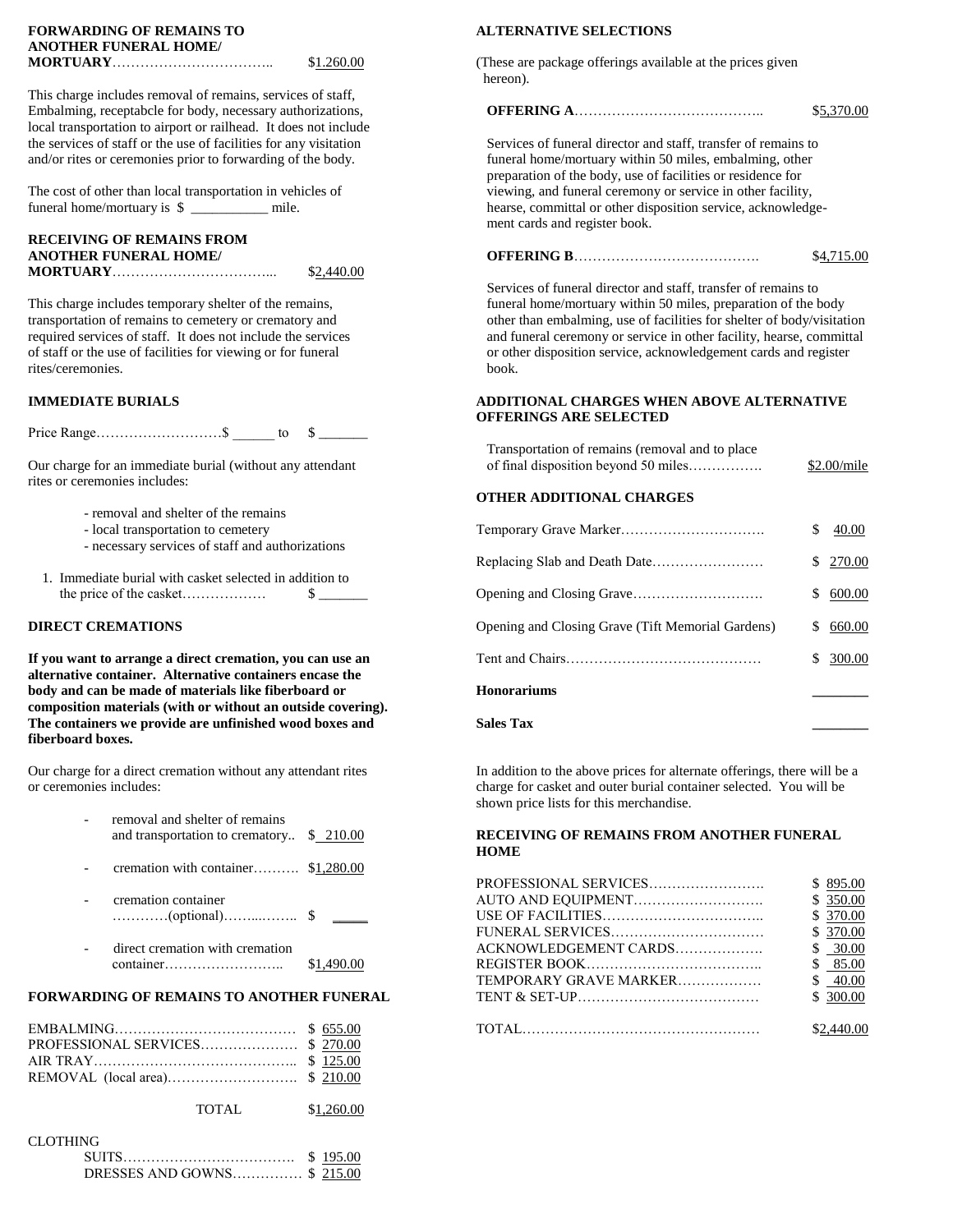**FORWARDING OF REMAINS TO ANOTHER FUNERAL HOME/ MORTUARY**.................................. $1,260.00

This charge includes removal of remains, services of staff, Embalming, receptabcle for body, necessary authorizations, local transportation to airport or railhead. It does not include the services of staff or the use of facilities for any visitation and/or rites or ceremonies prior to forwarding of the body.

The cost of other than local transportation in vehicles of funeral home/mortuary is $ __________ mile.

**RECEIVING OF REMAINS FROM ANOTHER FUNERAL HOME/ MORTUARY**.................................. $2,440.00

This charge includes temporary shelter of the remains, transportation of remains to cemetery or crematory and required services of staff. It does not include the services of staff or the use of facilities for viewing or for funeral rites/ceremonies.

**IMMEDIATE BURIALS**

Price Range...........................$ ______ to $ _______

Our charge for an immediate burial (without any attendant rites or ceremonies includes:

- removal and shelter of the remains
- local transportation to cemetery
- necessary services of staff and authorizations

1. Immediate burial with casket selected in addition to the price of the casket................. $ _______

**DIRECT CREMATIONS**

**If you want to arrange a direct cremation, you can use an alternative container. Alternative containers encase the body and can be made of materials like fiberboard or composition materials (with or without an outside covering). The containers we provide are unfinished wood boxes and fiberboard boxes.**

Our charge for a direct cremation without any attendant rites or ceremonies includes:

- removal and shelter of remains and transportation to crematory.. $ 210.00
- cremation with container.......... $1,280.00
- cremation container ............(optional)................ $ _____
- direct cremation with cremation container........................... $1,490.00

**FORWARDING OF REMAINS TO ANOTHER FUNERAL**

| | |
|---|---|
| EMBALMING...................................... | $ 655.00 |
| PROFESSIONAL SERVICES..................... | $ 270.00 |
| AIR TRAY.............................................. | $ 125.00 |
| REMOVAL (local area)........................... | $ 210.00 |
| TOTAL | $1,260.00 |

CLOTHING

| | |
|---|---|
| SUITS.................................... | $ 195.00 |
| DRESSES AND GOWNS............... | $ 215.00 |

**ALTERNATIVE SELECTIONS**

(These are package offerings available at the prices given hereon).

**OFFERING A**........................................ $5,370.00

Services of funeral director and staff, transfer of remains to funeral home/mortuary within 50 miles, embalming, other preparation of the body, use of facilities or residence for viewing, and funeral ceremony or service in other facility, hearse, committal or other disposition service, acknowledgement cards and register book.

**OFFERING B**....................................... $4,715.00

Services of funeral director and staff, transfer of remains to funeral home/mortuary within 50 miles, preparation of the body other than embalming, use of facilities for shelter of body/visitation and funeral ceremony or service in other facility, hearse, committal or other disposition service, acknowledgement cards and register book.

**ADDITIONAL CHARGES WHEN ABOVE ALTERNATIVE OFFERINGS ARE SELECTED**

Transportation of remains (removal and to place of final disposition beyond 50 miles................ $2.00/mile

**OTHER ADDITIONAL CHARGES**

| | |
|---|---|
| Temporary Grave Marker.............................. | $ 40.00 |
| Replacing Slab and Death Date........................ | $ 270.00 |
| Opening and Closing Grave............................ | $ 600.00 |
| Opening and Closing Grave (Tift Memorial Gardens) | $ 660.00 |
| Tent and Chairs......................................... | $ 300.00 |
| **Honorariums** | _______ |
| **Sales Tax** | _______ |

In addition to the above prices for alternate offerings, there will be a charge for casket and outer burial container selected. You will be shown price lists for this merchandise.

**RECEIVING OF REMAINS FROM ANOTHER FUNERAL HOME**

| | |
|---|---|
| PROFESSIONAL SERVICES......................... | $ 895.00 |
| AUTO AND EQUIPMENT............................ | $ 350.00 |
| USE OF FACILITIES.................................. | $ 370.00 |
| FUNERAL SERVICES................................. | $ 370.00 |
| ACKNOWLEDGEMENT CARDS.................. | $ 30.00 |
| REGISTER BOOK...................................... | $ 85.00 |
| TEMPORARY GRAVE MARKER.................. | $ 40.00 |
| TENT & SET-UP....................................... | $ 300.00 |
| TOTAL.................................................. | $2,440.00 |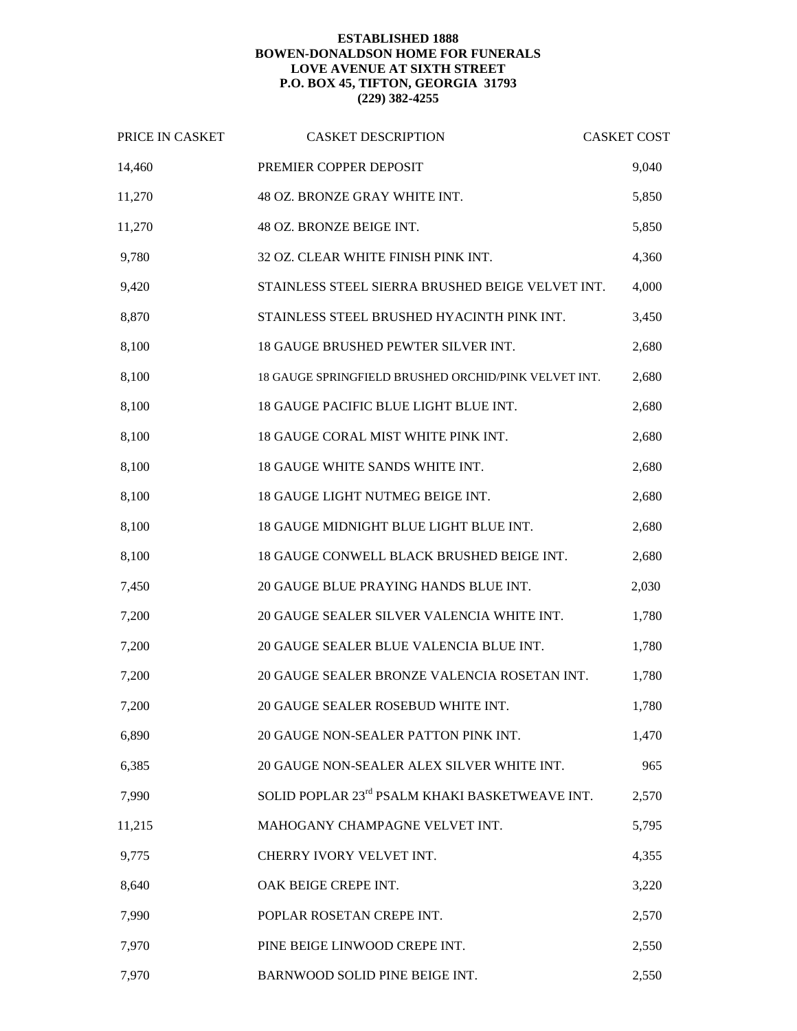**ESTABLISHED 1888**
**BOWEN-DONALDSON HOME FOR FUNERALS**
**LOVE AVENUE AT SIXTH STREET**
**P.O. BOX 45, TIFTON, GEORGIA 31793**
**(229) 382-4255**

| PRICE IN CASKET | CASKET DESCRIPTION | CASKET COST |
|---|---|---|
| 14,460 | PREMIER COPPER DEPOSIT | 9,040 |
| 11,270 | 48 OZ. BRONZE GRAY WHITE INT. | 5,850 |
| 11,270 | 48 OZ. BRONZE BEIGE INT. | 5,850 |
| 9,780 | 32 OZ. CLEAR WHITE FINISH PINK INT. | 4,360 |
| 9,420 | STAINLESS STEEL SIERRA BRUSHED BEIGE VELVET INT. | 4,000 |
| 8,870 | STAINLESS STEEL BRUSHED HYACINTH PINK INT. | 3,450 |
| 8,100 | 18 GAUGE BRUSHED PEWTER SILVER INT. | 2,680 |
| 8,100 | 18 GAUGE SPRINGFIELD BRUSHED ORCHID/PINK VELVET INT. | 2,680 |
| 8,100 | 18 GAUGE PACIFIC BLUE LIGHT BLUE INT. | 2,680 |
| 8,100 | 18 GAUGE CORAL MIST WHITE PINK INT. | 2,680 |
| 8,100 | 18 GAUGE WHITE SANDS WHITE INT. | 2,680 |
| 8,100 | 18 GAUGE LIGHT NUTMEG BEIGE INT. | 2,680 |
| 8,100 | 18 GAUGE MIDNIGHT BLUE LIGHT BLUE INT. | 2,680 |
| 8,100 | 18 GAUGE CONWELL BLACK BRUSHED BEIGE INT. | 2,680 |
| 7,450 | 20 GAUGE BLUE PRAYING HANDS BLUE INT. | 2,030 |
| 7,200 | 20 GAUGE SEALER SILVER VALENCIA WHITE INT. | 1,780 |
| 7,200 | 20 GAUGE SEALER BLUE VALENCIA BLUE INT. | 1,780 |
| 7,200 | 20 GAUGE SEALER BRONZE VALENCIA ROSETAN INT. | 1,780 |
| 7,200 | 20 GAUGE SEALER ROSEBUD WHITE INT. | 1,780 |
| 6,890 | 20 GAUGE NON-SEALER PATTON PINK INT. | 1,470 |
| 6,385 | 20 GAUGE NON-SEALER ALEX SILVER WHITE INT. | 965 |
| 7,990 | SOLID POPLAR 23rd PSALM KHAKI BASKETWEAVE INT. | 2,570 |
| 11,215 | MAHOGANY CHAMPAGNE VELVET INT. | 5,795 |
| 9,775 | CHERRY IVORY VELVET INT. | 4,355 |
| 8,640 | OAK BEIGE CREPE INT. | 3,220 |
| 7,990 | POPLAR ROSETAN CREPE INT. | 2,570 |
| 7,970 | PINE BEIGE LINWOOD CREPE INT. | 2,550 |
| 7,970 | BARNWOOD SOLID PINE BEIGE INT. | 2,550 |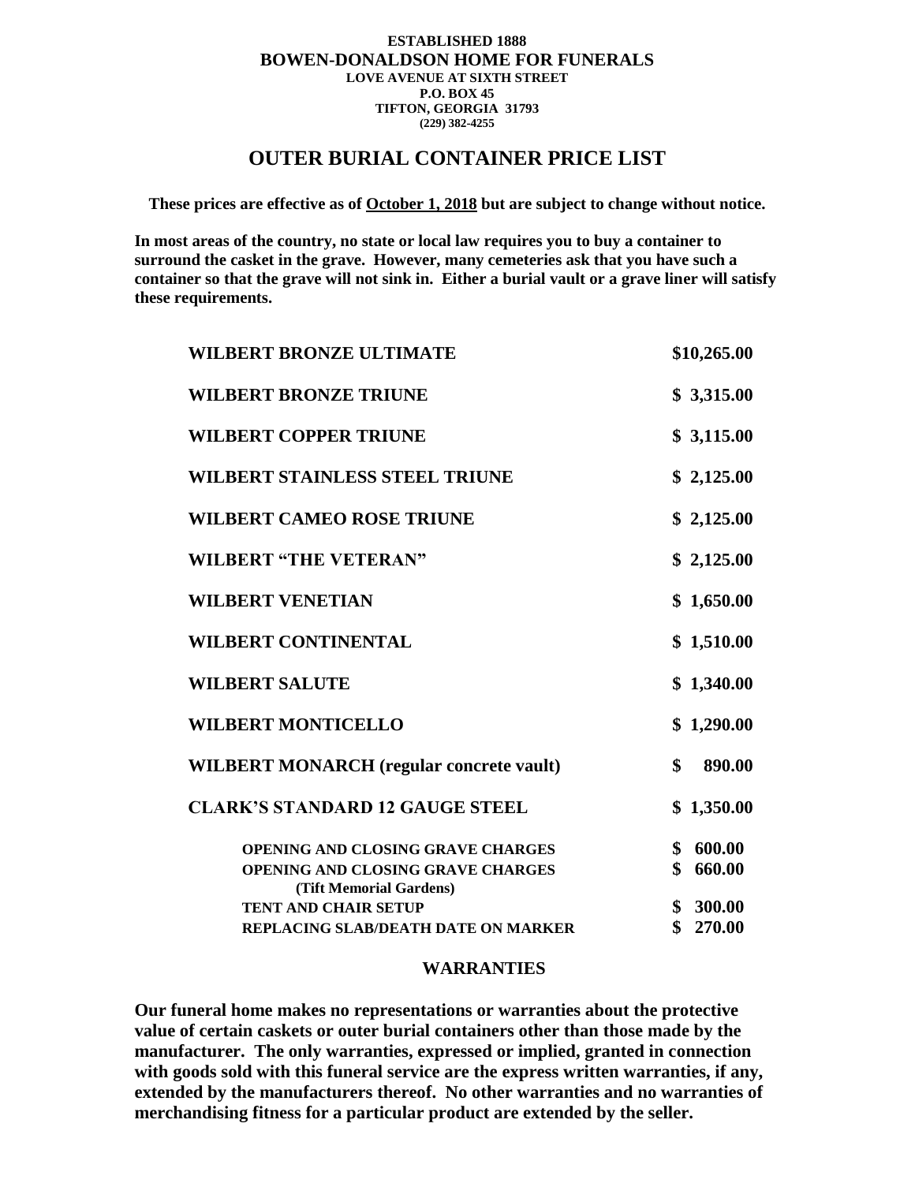**ESTABLISHED 1888**
**BOWEN-DONALDSON HOME FOR FUNERALS**
**LOVE AVENUE AT SIXTH STREET**
**P.O. BOX 45**
**TIFTON, GEORGIA 31793**
**(229) 382-4255**

# OUTER BURIAL CONTAINER PRICE LIST

**These prices are effective as of October 1, 2018 but are subject to change without notice.**

**In most areas of the country, no state or local law requires you to buy a container to surround the casket in the grave. However, many cemeteries ask that you have such a container so that the grave will not sink in. Either a burial vault or a grave liner will satisfy these requirements.**

| | |
|---|---|
| **WILBERT BRONZE ULTIMATE** | **$10,265.00** |
| **WILBERT BRONZE TRIUNE** | **$ 3,315.00** |
| **WILBERT COPPER TRIUNE** | **$ 3,115.00** |
| **WILBERT STAINLESS STEEL TRIUNE** | **$ 2,125.00** |
| **WILBERT CAMEO ROSE TRIUNE** | **$ 2,125.00** |
| **WILBERT "THE VETERAN"** | **$ 2,125.00** |
| **WILBERT VENETIAN** | **$ 1,650.00** |
| **WILBERT CONTINENTAL** | **$ 1,510.00** |
| **WILBERT SALUTE** | **$ 1,340.00** |
| **WILBERT MONTICELLO** | **$ 1,290.00** |
| **WILBERT MONARCH (regular concrete vault)** | **$ 890.00** |
| **CLARK'S STANDARD 12 GAUGE STEEL** | **$ 1,350.00** |
| **OPENING AND CLOSING GRAVE CHARGES** | **$ 600.00** |
| **OPENING AND CLOSING GRAVE CHARGES (Tift Memorial Gardens)** | **$ 660.00** |
| **TENT AND CHAIR SETUP** | **$ 300.00** |
| **REPLACING SLAB/DEATH DATE ON MARKER** | **$ 270.00** |

## WARRANTIES

**Our funeral home makes no representations or warranties about the protective value of certain caskets or outer burial containers other than those made by the manufacturer. The only warranties, expressed or implied, granted in connection with goods sold with this funeral service are the express written warranties, if any, extended by the manufacturers thereof. No other warranties and no warranties of merchandising fitness for a particular product are extended by the seller.**